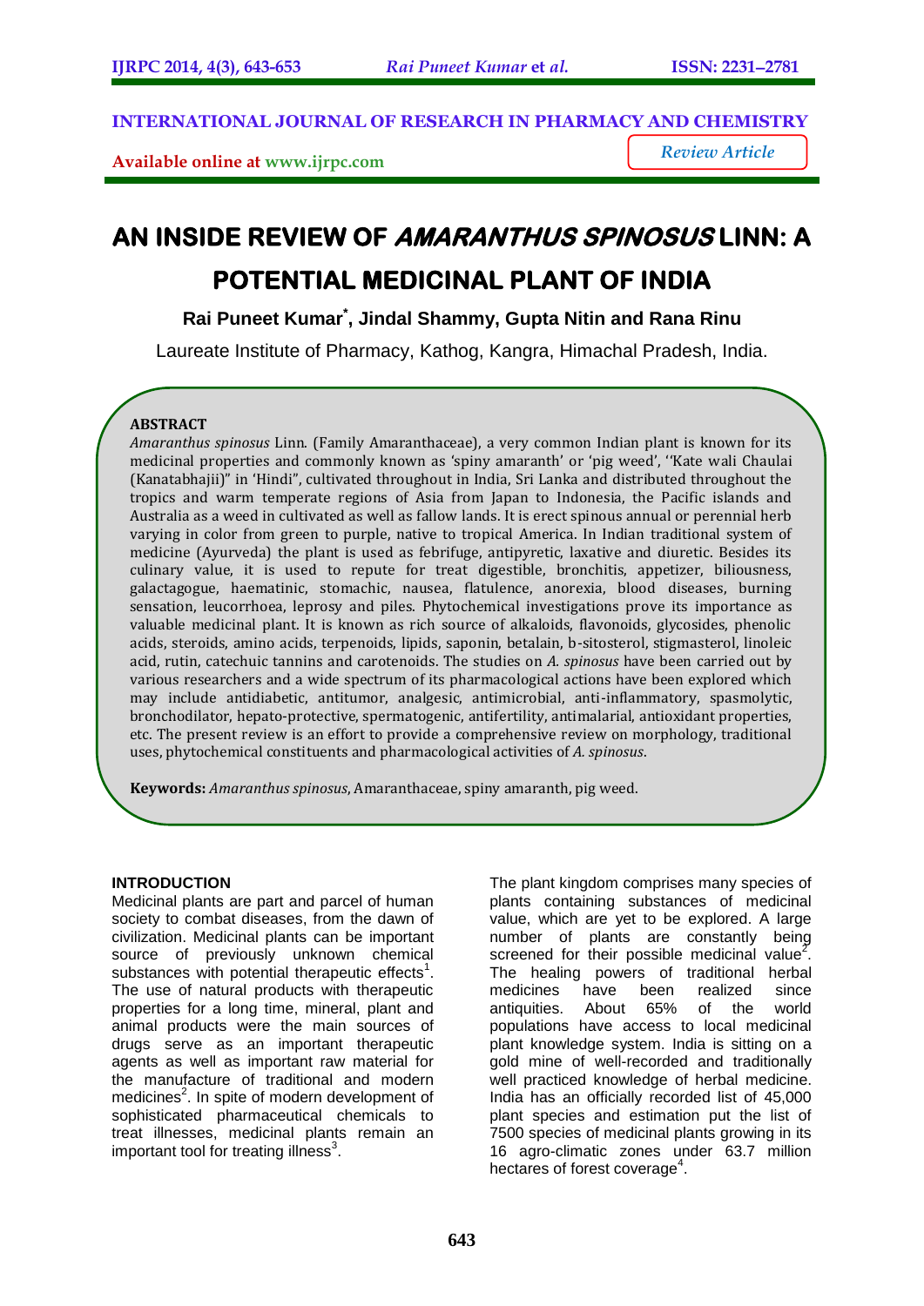INTERNATIONAL JOURNAL OF RESEARCH IN PHARMACY AND CHEMISTRY

Available online at www.ijrpc.com

*Review Article*

# AN INSIDE REVIEW OF *AMARANTHUS SPINOSUS* LINN: A POTENTIAL MEDICINAL PLANT OF INDIA

**Rai Puneet Kumar*, Jindal Shammy, Gupta Nitin and Rana Rinu**

Laureate Institute of Pharmacy, Kathog, Kangra, Himachal Pradesh, India.

## ABSTRACT

*Amaranthus spinosus* Linn. (Family Amaranthaceae), a very common Indian plant is known for its medicinal properties and commonly known as 'spiny amaranth' or 'pig weed', ''Kate wali Chaulai (Kanatabhajii)" in 'Hindi", cultivated throughout in India, Sri Lanka and distributed throughout the tropics and warm temperate regions of Asia from Japan to Indonesia, the Pacific islands and Australia as a weed in cultivated as well as fallow lands. It is erect spinous annual or perennial herb varying in color from green to purple, native to tropical America. In Indian traditional system of medicine (Ayurveda) the plant is used as febrifuge, antipyretic, laxative and diuretic. Besides its culinary value, it is used to repute for treat digestible, bronchitis, appetizer, biliousness, galactagogue, haematinic, stomachic, nausea, flatulence, anorexia, blood diseases, burning sensation, leucorrhoea, leprosy and piles. Phytochemical investigations prove its importance as valuable medicinal plant. It is known as rich source of alkaloids, flavonoids, glycosides, phenolic acids, steroids, amino acids, terpenoids, lipids, saponin, betalain, b-sitosterol, stigmasterol, linoleic acid, rutin, catechuic tannins and carotenoids. The studies on *A. spinosus* have been carried out by various researchers and a wide spectrum of its pharmacological actions have been explored which may include antidiabetic, antitumor, analgesic, antimicrobial, anti-inflammatory, spasmolytic, bronchodilator, hepato-protective, spermatogenic, antifertility, antimalarial, antioxidant properties, etc. The present review is an effort to provide a comprehensive review on morphology, traditional uses, phytochemical constituents and pharmacological activities of *A. spinosus*.

**Keywords:** *Amaranthus spinosus*, Amaranthaceae, spiny amaranth, pig weed.

## INTRODUCTION

Medicinal plants are part and parcel of human society to combat diseases, from the dawn of civilization. Medicinal plants can be important source of previously unknown chemical substances with potential therapeutic effects[1]. The use of natural products with therapeutic properties for a long time, mineral, plant and animal products were the main sources of drugs serve as an important therapeutic agents as well as important raw material for the manufacture of traditional and modern medicines[2]. In spite of modern development of sophisticated pharmaceutical chemicals to treat illnesses, medicinal plants remain an important tool for treating illness[3].

The plant kingdom comprises many species of plants containing substances of medicinal value, which are yet to be explored. A large number of plants are constantly being screened for their possible medicinal value[2]. The healing powers of traditional herbal medicines have been realized since antiquities. About 65% of the world populations have access to local medicinal plant knowledge system. India is sitting on a gold mine of well-recorded and traditionally well practiced knowledge of herbal medicine. India has an officially recorded list of 45,000 plant species and estimation put the list of 7500 species of medicinal plants growing in its 16 agro-climatic zones under 63.7 million hectares of forest coverage[4].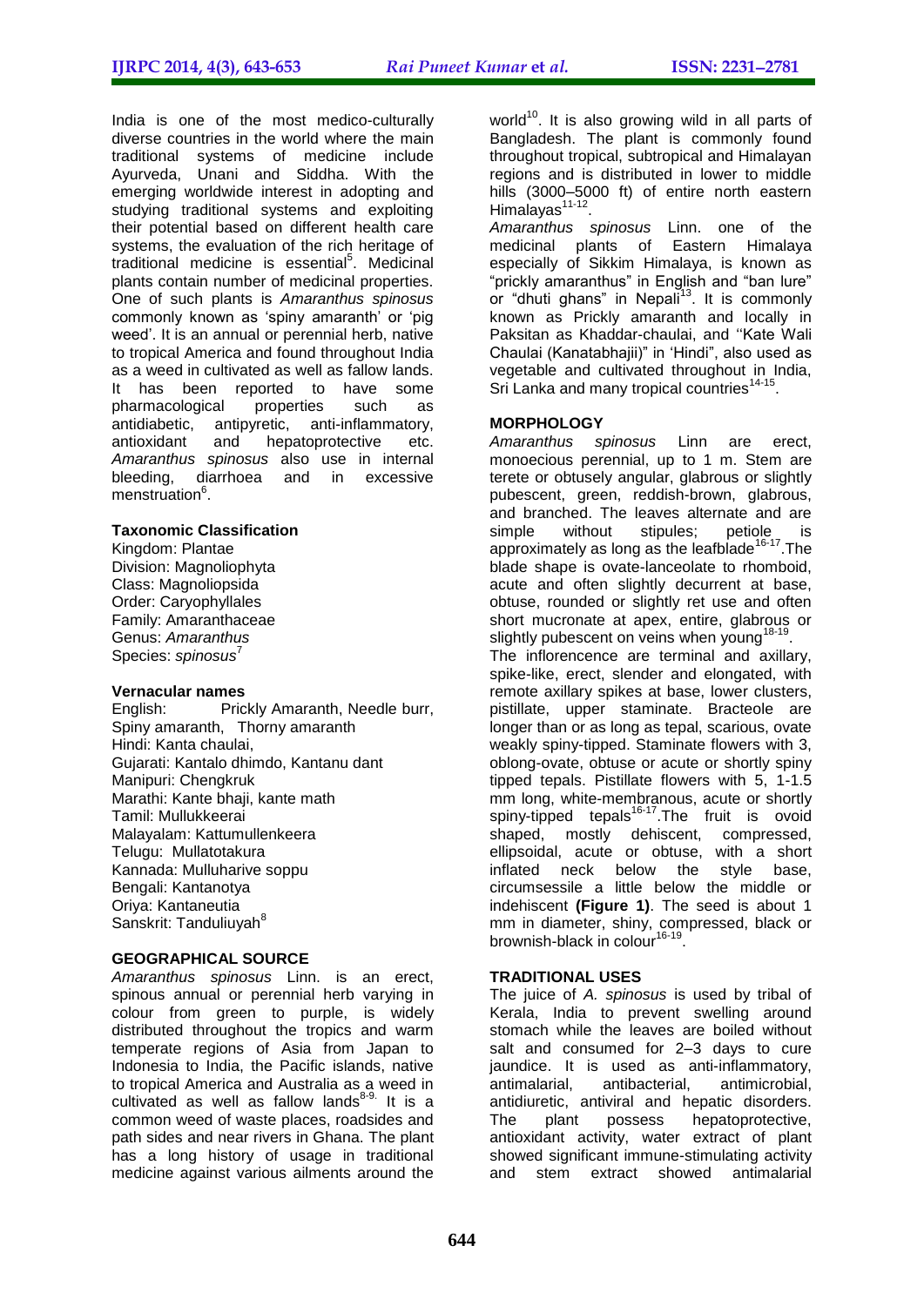India is one of the most medico-culturally diverse countries in the world where the main traditional systems of medicine include Ayurveda, Unani and Siddha. With the emerging worldwide interest in adopting and studying traditional systems and exploiting their potential based on different health care systems, the evaluation of the rich heritage of traditional medicine is essential[5]. Medicinal plants contain number of medicinal properties. One of such plants is *Amaranthus spinosus* commonly known as 'spiny amaranth' or 'pig weed'. It is an annual or perennial herb, native to tropical America and found throughout India as a weed in cultivated as well as fallow lands. It has been reported to have some pharmacological properties such as antidiabetic, antipyretic, anti-inflammatory, antioxidant and hepatoprotective etc. *Amaranthus spinosus* also use in internal bleeding, diarrhoea and in excessive menstruation[6].

### Taxonomic Classification

Kingdom: Plantae
Division: Magnoliophyta
Class: Magnoliopsida
Order: Caryophyllales
Family: Amaranthaceae
Genus: *Amaranthus*
Species: *spinosus*[7]

### Vernacular names

English: Prickly Amaranth, Needle burr, Spiny amaranth, Thorny amaranth
Hindi: Kanta chaulai,
Gujarati: Kantalo dhimdo, Kantanu dant
Manipuri: Chengkruk
Marathi: Kante bhaji, kante math
Tamil: Mullukkeerai
Malayalam: Kattumullenkeera
Telugu: Mullatotakura
Kannada: Mulluharive soppu
Bengali: Kantanotya
Oriya: Kantaneutia
Sanskrit: Tanduliuyah[8]

## GEOGRAPHICAL SOURCE

*Amaranthus spinosus* Linn. is an erect, spinous annual or perennial herb varying in colour from green to purple, is widely distributed throughout the tropics and warm temperate regions of Asia from Japan to Indonesia to India, the Pacific islands, native to tropical America and Australia as a weed in cultivated as well as fallow lands[8-9]. It is a common weed of waste places, roadsides and path sides and near rivers in Ghana. The plant has a long history of usage in traditional medicine against various ailments around the world[10]. It is also growing wild in all parts of Bangladesh. The plant is commonly found throughout tropical, subtropical and Himalayan regions and is distributed in lower to middle hills (3000–5000 ft) of entire north eastern Himalayas[11-12].

*Amaranthus spinosus* Linn. one of the medicinal plants of Eastern Himalaya especially of Sikkim Himalaya, is known as "prickly amaranthus" in English and "ban lure" or "dhuti ghans" in Nepali[13]. It is commonly known as Prickly amaranth and locally in Paksitan as Khaddar-chaulai, and ''Kate Wali Chaulai (Kanatabhajii)" in 'Hindi", also used as vegetable and cultivated throughout in India, Sri Lanka and many tropical countries[14-15].

## MORPHOLOGY

*Amaranthus spinosus* Linn are erect, monoecious perennial, up to 1 m. Stem are terete or obtusely angular, glabrous or slightly pubescent, green, reddish-brown, glabrous, and branched. The leaves alternate and are simple without stipules; petiole is approximately as long as the leafblade[16-17].The blade shape is ovate-lanceolate to rhomboid, acute and often slightly decurrent at base, obtuse, rounded or slightly ret use and often short mucronate at apex, entire, glabrous or slightly pubescent on veins when young[18-19].

The inflorencence are terminal and axillary, spike-like, erect, slender and elongated, with remote axillary spikes at base, lower clusters, pistillate, upper staminate. Bracteole are longer than or as long as tepal, scarious, ovate weakly spiny-tipped. Staminate flowers with 3, oblong-ovate, obtuse or acute or shortly spiny tipped tepals. Pistillate flowers with 5, 1-1.5 mm long, white-membranous, acute or shortly spiny-tipped tepals[16-17].The fruit is ovoid shaped, mostly dehiscent, compressed, ellipsoidal, acute or obtuse, with a short inflated neck below the style base, circumsessile a little below the middle or indehiscent **(Figure 1)**. The seed is about 1 mm in diameter, shiny, compressed, black or brownish-black in colour[16-19].

## TRADITIONAL USES

The juice of *A. spinosus* is used by tribal of Kerala, India to prevent swelling around stomach while the leaves are boiled without salt and consumed for 2–3 days to cure jaundice. It is used as anti-inflammatory, antimalarial, antibacterial, antimicrobial, antidiuretic, antiviral and hepatic disorders. The plant possess hepatoprotective, antioxidant activity, water extract of plant showed significant immune-stimulating activity and stem extract showed antimalarial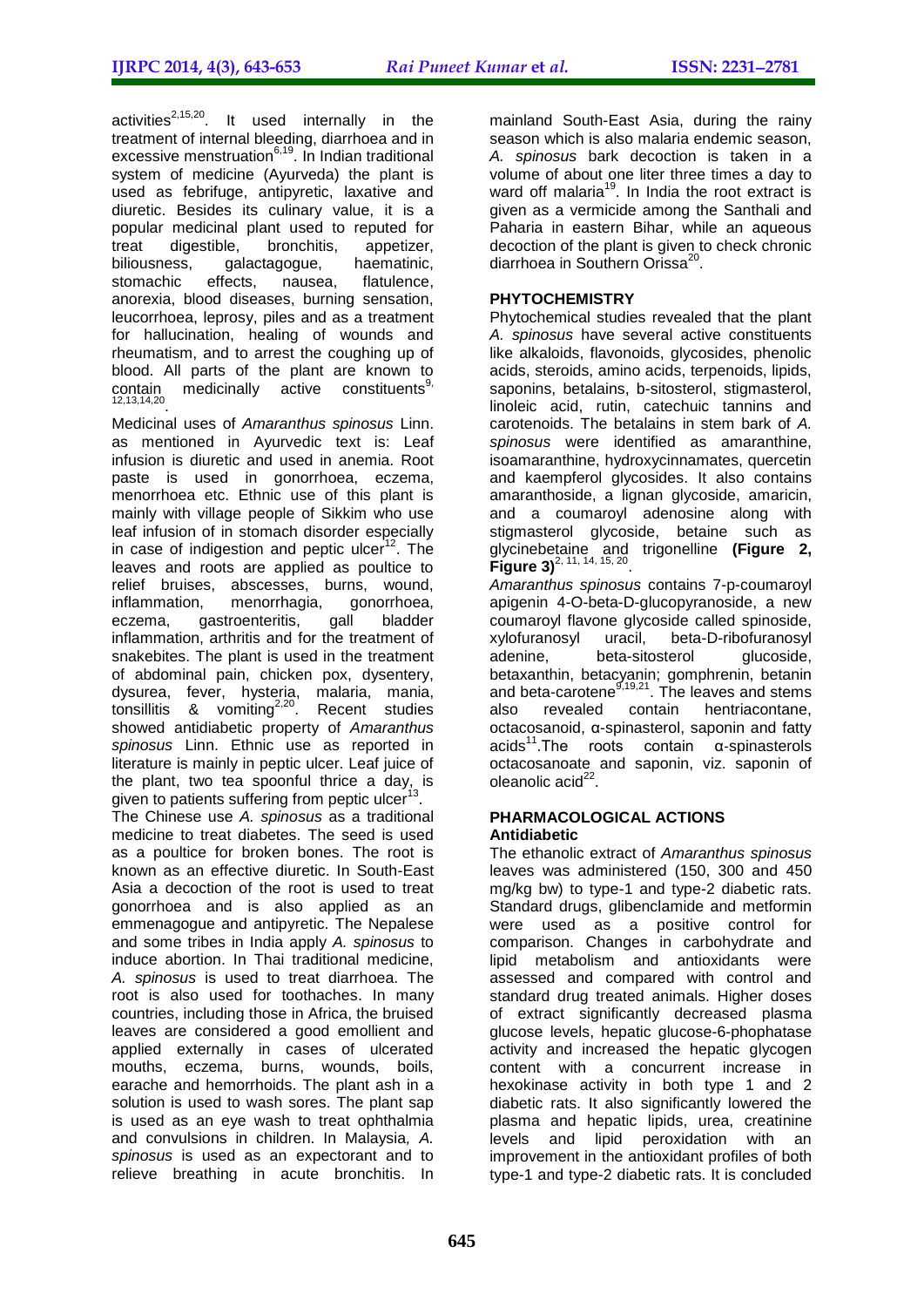activities[2,15,20]. It used internally in the treatment of internal bleeding, diarrhoea and in excessive menstruation[6,19]. In Indian traditional system of medicine (Ayurveda) the plant is used as febrifuge, antipyretic, laxative and diuretic. Besides its culinary value, it is a popular medicinal plant used to reputed for treat digestible, bronchitis, appetizer, biliousness, galactagogue, haematinic, stomachic effects, nausea, flatulence, anorexia, blood diseases, burning sensation, leucorrhoea, leprosy, piles and as a treatment for hallucination, healing of wounds and rheumatism, and to arrest the coughing up of blood. All parts of the plant are known to contain medicinally active constituents[9,12,13,14,20].

Medicinal uses of *Amaranthus spinosus* Linn. as mentioned in Ayurvedic text is: Leaf infusion is diuretic and used in anemia. Root paste is used in gonorrhoea, eczema, menorrhoea etc. Ethnic use of this plant is mainly with village people of Sikkim who use leaf infusion of in stomach disorder especially in case of indigestion and peptic ulcer[12]. The leaves and roots are applied as poultice to relief bruises, abscesses, burns, wound, inflammation, menorrhagia, gonorrhoea, eczema, gastroenteritis, gall bladder inflammation, arthritis and for the treatment of snakebites. The plant is used in the treatment of abdominal pain, chicken pox, dysentery, dysurea, fever, hysteria, malaria, mania, tonsillitis & vomiting[2,20]. Recent studies showed antidiabetic property of *Amaranthus spinosus* Linn. Ethnic use as reported in literature is mainly in peptic ulcer. Leaf juice of the plant, two tea spoonful thrice a day, is given to patients suffering from peptic ulcer[13].

The Chinese use *A. spinosus* as a traditional medicine to treat diabetes. The seed is used as a poultice for broken bones. The root is known as an effective diuretic. In South-East Asia a decoction of the root is used to treat gonorrhoea and is also applied as an emmenagogue and antipyretic. The Nepalese and some tribes in India apply *A. spinosus* to induce abortion. In Thai traditional medicine, *A. spinosus* is used to treat diarrhoea. The root is also used for toothaches. In many countries, including those in Africa, the bruised leaves are considered a good emollient and applied externally in cases of ulcerated mouths, eczema, burns, wounds, boils, earache and hemorrhoids. The plant ash in a solution is used to wash sores. The plant sap is used as an eye wash to treat ophthalmia and convulsions in children. In Malaysia, *A. spinosus* is used as an expectorant and to relieve breathing in acute bronchitis. In mainland South-East Asia, during the rainy season which is also malaria endemic season, *A. spinosus* bark decoction is taken in a volume of about one liter three times a day to ward off malaria[19]. In India the root extract is given as a vermicide among the Santhali and Paharia in eastern Bihar, while an aqueous decoction of the plant is given to check chronic diarrhoea in Southern Orissa[20].

## PHYTOCHEMISTRY

Phytochemical studies revealed that the plant *A. spinosus* have several active constituents like alkaloids, flavonoids, glycosides, phenolic acids, steroids, amino acids, terpenoids, lipids, saponins, betalains, b-sitosterol, stigmasterol, linoleic acid, rutin, catechuic tannins and carotenoids. The betalains in stem bark of *A. spinosus* were identified as amaranthine, isoamaranthine, hydroxycinnamates, quercetin and kaempferol glycosides. It also contains amaranthoside, a lignan glycoside, amaricin, and a coumaroyl adenosine along with stigmasterol glycoside, betaine such as glycinebetaine and trigonelline **(Figure 2, Figure 3)**[2, 11, 14, 15, 20].

*Amaranthus spinosus* contains 7-p-coumaroyl apigenin 4-O-beta-D-glucopyranoside, a new coumaroyl flavone glycoside called spinoside, xylofuranosyl uracil, beta-D-ribofuranosyl adenine, beta-sitosterol glucoside, betaxanthin, betacyanin; gomphrenin, betanin and beta-carotene[9,19,21]. The leaves and stems also revealed contain hentriacontane, octacosanoid, α-spinasterol, saponin and fatty acids[11].The roots contain α-spinasterols octacosanoate and saponin, viz. saponin of oleanolic acid[22].

## PHARMACOLOGICAL ACTIONS

### Antidiabetic

The ethanolic extract of *Amaranthus spinosus* leaves was administered (150, 300 and 450 mg/kg bw) to type-1 and type-2 diabetic rats. Standard drugs, glibenclamide and metformin were used as a positive control for comparison. Changes in carbohydrate and lipid metabolism and antioxidants were assessed and compared with control and standard drug treated animals. Higher doses of extract significantly decreased plasma glucose levels, hepatic glucose-6-phophatase activity and increased the hepatic glycogen content with a concurrent increase in hexokinase activity in both type 1 and 2 diabetic rats. It also significantly lowered the plasma and hepatic lipids, urea, creatinine levels and lipid peroxidation with an improvement in the antioxidant profiles of both type-1 and type-2 diabetic rats. It is concluded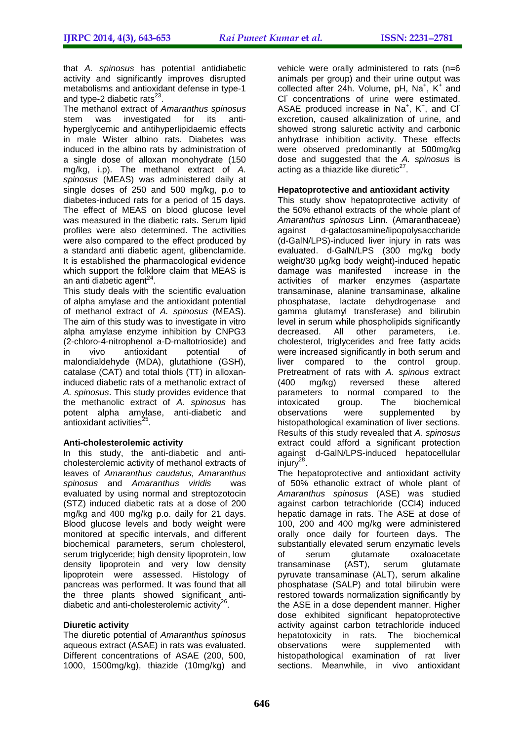that *A. spinosus* has potential antidiabetic activity and significantly improves disrupted metabolisms and antioxidant defense in type-1 and type-2 diabetic rats[23].

The methanol extract of *Amaranthus spinosus* stem was investigated for its anti-hyperglycemic and antihyperlipidaemic effects in male Wister albino rats. Diabetes was induced in the albino rats by administration of a single dose of alloxan monohydrate (150 mg/kg, i.p). The methanol extract of *A. spinosus* (MEAS) was administered daily at single doses of 250 and 500 mg/kg, p.o to diabetes-induced rats for a period of 15 days. The effect of MEAS on blood glucose level was measured in the diabetic rats. Serum lipid profiles were also determined. The activities were also compared to the effect produced by a standard anti diabetic agent, glibenclamide. It is established the pharmacological evidence which support the folklore claim that MEAS is an anti diabetic agent[24].

This study deals with the scientific evaluation of alpha amylase and the antioxidant potential of methanol extract of *A. spinosus* (MEAS). The aim of this study was to investigate in vitro alpha amylase enzyme inhibition by CNPG3 (2-chloro-4-nitrophenol a-D-maltotrioside) and in vivo antioxidant potential of malondialdehyde (MDA), glutathione (GSH), catalase (CAT) and total thiols (TT) in alloxan-induced diabetic rats of a methanolic extract of *A. spinosus*. This study provides evidence that the methanolic extract of *A. spinosus* has potent alpha amylase, anti-diabetic and antioxidant activities[25].

**Anti-cholesterolemic activity**

In this study, the anti-diabetic and anti-cholesterolemic activity of methanol extracts of leaves of *Amaranthus caudatus, Amaranthus spinosus* and *Amaranthus viridis* was evaluated by using normal and streptozotocin (STZ) induced diabetic rats at a dose of 200 mg/kg and 400 mg/kg p.o. daily for 21 days. Blood glucose levels and body weight were monitored at specific intervals, and different biochemical parameters, serum cholesterol, serum triglyceride; high density lipoprotein, low density lipoprotein and very low density lipoprotein were assessed. Histology of pancreas was performed. It was found that all the three plants showed significant anti-diabetic and anti-cholesterolemic activity[26].

**Diuretic activity**

The diuretic potential of *Amaranthus spinosus* aqueous extract (ASAE) in rats was evaluated. Different concentrations of ASAE (200, 500, 1000, 1500mg/kg), thiazide (10mg/kg) and vehicle were orally administered to rats (n=6 animals per group) and their urine output was collected after 24h. Volume, pH, $Na^+$, $K^+$ and $Cl^-$ concentrations of urine were estimated. ASAE produced increase in $Na^+$, $K^+$, and $Cl^-$ excretion, caused alkalinization of urine, and showed strong saluretic activity and carbonic anhydrase inhibition activity. These effects were observed predominantly at 500mg/kg dose and suggested that the *A. spinosus* is acting as a thiazide like diuretic[27].

**Hepatoprotective and antioxidant activity**

This study show hepatoprotective activity of the 50% ethanol extracts of the whole plant of *Amaranthus spinosus* Linn. (Amaranthaceae) against d-galactosamine/lipopolysaccharide (d-GalN/LPS)-induced liver injury in rats was evaluated. d-GalN/LPS (300 mg/kg body weight/30 µg/kg body weight)-induced hepatic damage was manifested increase in the activities of marker enzymes (aspartate transaminase, alanine transaminase, alkaline phosphatase, lactate dehydrogenase and gamma glutamyl transferase) and bilirubin level in serum while phospholipids significantly decreased. All other parameters, i.e. cholesterol, triglycerides and free fatty acids were increased significantly in both serum and liver compared to the control group. Pretreatment of rats with *A. spinous* extract (400 mg/kg) reversed these altered parameters to normal compared to the intoxicated group. The biochemical observations were supplemented by histopathological examination of liver sections. Results of this study revealed that *A. spinosus* extract could afford a significant protection against d-GalN/LPS-induced hepatocellular injury[28].

The hepatoprotective and antioxidant activity of 50% ethanolic extract of whole plant of *Amaranthus spinosus* (ASE) was studied against carbon tetrachloride (CCl4) induced hepatic damage in rats. The ASE at dose of 100, 200 and 400 mg/kg were administered orally once daily for fourteen days. The substantially elevated serum enzymatic levels of serum glutamate oxaloacetate transaminase (AST), serum glutamate pyruvate transaminase (ALT), serum alkaline phosphatase (SALP) and total bilirubin were restored towards normalization significantly by the ASE in a dose dependent manner. Higher dose exhibited significant hepatoprotective activity against carbon tetrachloride induced hepatotoxicity in rats. The biochemical observations were supplemented with histopathological examination of rat liver sections. Meanwhile, in vivo antioxidant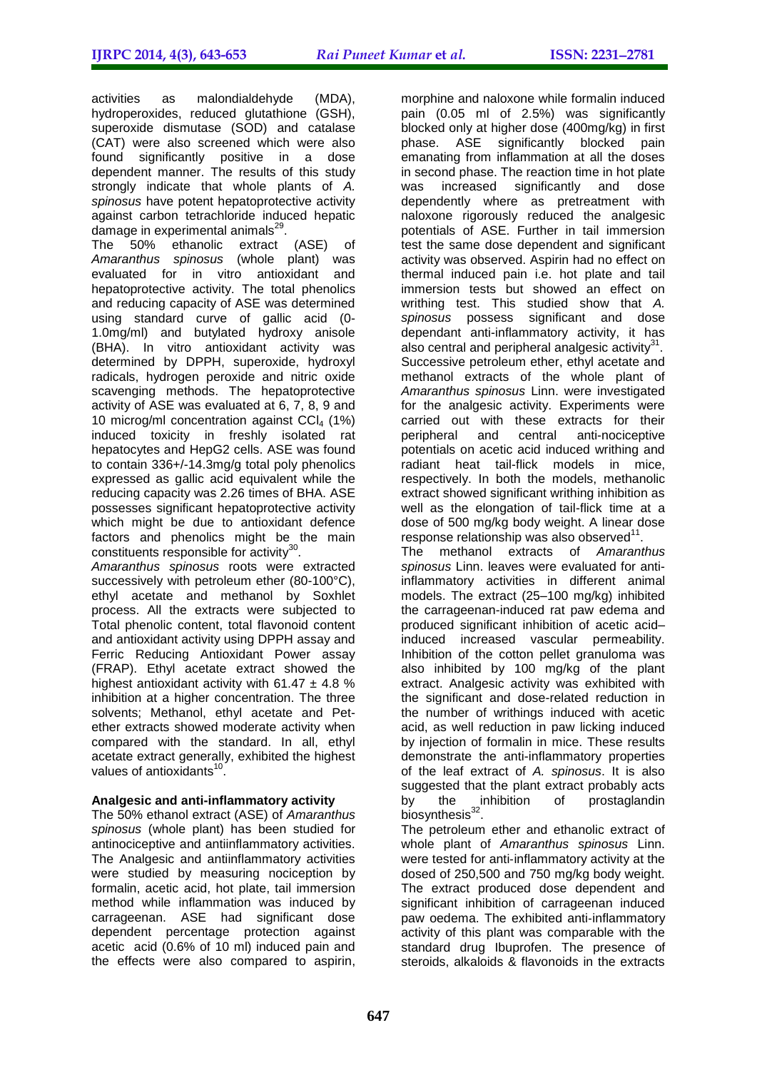activities as malondialdehyde (MDA), hydroperoxides, reduced glutathione (GSH), superoxide dismutase (SOD) and catalase (CAT) were also screened which were also found significantly positive in a dose dependent manner. The results of this study strongly indicate that whole plants of *A. spinosus* have potent hepatoprotective activity against carbon tetrachloride induced hepatic damage in experimental animals[29].

The 50% ethanolic extract (ASE) of *Amaranthus spinosus* (whole plant) was evaluated for in vitro antioxidant and hepatoprotective activity. The total phenolics and reducing capacity of ASE was determined using standard curve of gallic acid (0-1.0mg/ml) and butylated hydroxy anisole (BHA). In vitro antioxidant activity was determined by DPPH, superoxide, hydroxyl radicals, hydrogen peroxide and nitric oxide scavenging methods. The hepatoprotective activity of ASE was evaluated at 6, 7, 8, 9 and 10 microg/ml concentration against $CCl_4$ (1%) induced toxicity in freshly isolated rat hepatocytes and HepG2 cells. ASE was found to contain 336+/-14.3mg/g total poly phenolics expressed as gallic acid equivalent while the reducing capacity was 2.26 times of BHA. ASE possesses significant hepatoprotective activity which might be due to antioxidant defence factors and phenolics might be the main constituents responsible for activity[30].

*Amaranthus spinosus* roots were extracted successively with petroleum ether (80-100°C), ethyl acetate and methanol by Soxhlet process. All the extracts were subjected to Total phenolic content, total flavonoid content and antioxidant activity using DPPH assay and Ferric Reducing Antioxidant Power assay (FRAP). Ethyl acetate extract showed the highest antioxidant activity with 61.47 ± 4.8 % inhibition at a higher concentration. The three solvents; Methanol, ethyl acetate and Pet-ether extracts showed moderate activity when compared with the standard. In all, ethyl acetate extract generally, exhibited the highest values of antioxidants[10].

**Analgesic and anti-inflammatory activity**

The 50% ethanol extract (ASE) of *Amaranthus spinosus* (whole plant) has been studied for antinociceptive and antiinflammatory activities. The Analgesic and antiinflammatory activities were studied by measuring nociception by formalin, acetic acid, hot plate, tail immersion method while inflammation was induced by carrageenan. ASE had significant dose dependent percentage protection against acetic acid (0.6% of 10 ml) induced pain and the effects were also compared to aspirin, morphine and naloxone while formalin induced pain (0.05 ml of 2.5%) was significantly blocked only at higher dose (400mg/kg) in first phase. ASE significantly blocked pain emanating from inflammation at all the doses in second phase. The reaction time in hot plate was increased significantly and dose dependently where as pretreatment with naloxone rigorously reduced the analgesic potentials of ASE. Further in tail immersion test the same dose dependent and significant activity was observed. Aspirin had no effect on thermal induced pain i.e. hot plate and tail immersion tests but showed an effect on writhing test. This studied show that *A. spinosus* possess significant and dose dependant anti-inflammatory activity, it has also central and peripheral analgesic activity[31].

Successive petroleum ether, ethyl acetate and methanol extracts of the whole plant of *Amaranthus spinosus* Linn. were investigated for the analgesic activity. Experiments were carried out with these extracts for their peripheral and central anti-nociceptive potentials on acetic acid induced writhing and radiant heat tail-flick models in mice, respectively. In both the models, methanolic extract showed significant writhing inhibition as well as the elongation of tail-flick time at a dose of 500 mg/kg body weight. A linear dose response relationship was also observed[11].

The methanol extracts of *Amaranthus spinosus* Linn. leaves were evaluated for anti-inflammatory activities in different animal models. The extract (25–100 mg/kg) inhibited the carrageenan-induced rat paw edema and produced significant inhibition of acetic acid–induced increased vascular permeability. Inhibition of the cotton pellet granuloma was also inhibited by 100 mg/kg of the plant extract. Analgesic activity was exhibited with the significant and dose-related reduction in the number of writhings induced with acetic acid, as well reduction in paw licking induced by injection of formalin in mice. These results demonstrate the anti-inflammatory properties of the leaf extract of *A. spinosus*. It is also suggested that the plant extract probably acts by the inhibition of prostaglandin biosynthesis[32].

The petroleum ether and ethanolic extract of whole plant of *Amaranthus spinosus* Linn. were tested for anti-inflammatory activity at the dosed of 250,500 and 750 mg/kg body weight. The extract produced dose dependent and significant inhibition of carrageenan induced paw oedema. The exhibited anti-inflammatory activity of this plant was comparable with the standard drug Ibuprofen. The presence of steroids, alkaloids & flavonoids in the extracts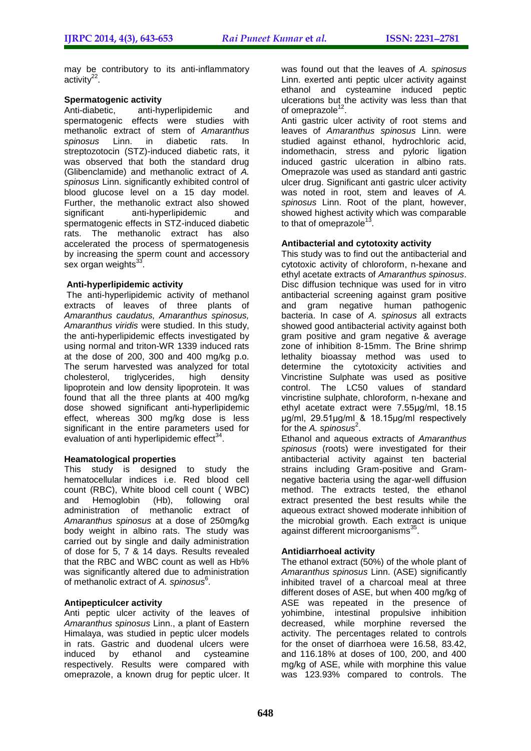may be contributory to its anti-inflammatory activity[22].

**Spermatogenic activity**

Anti-diabetic, anti-hyperlipidemic and spermatogenic effects were studies with methanolic extract of stem of *Amaranthus spinosus* Linn. in diabetic rats. In streptozotocin (STZ)-induced diabetic rats, it was observed that both the standard drug (Glibenclamide) and methanolic extract of *A. spinosus* Linn. significantly exhibited control of blood glucose level on a 15 day model. Further, the methanolic extract also showed significant anti-hyperlipidemic and spermatogenic effects in STZ-induced diabetic rats. The methanolic extract has also accelerated the process of spermatogenesis by increasing the sperm count and accessory sex organ weights[33].

**Anti-hyperlipidemic activity**

The anti-hyperlipidemic activity of methanol extracts of leaves of three plants of *Amaranthus caudatus, Amaranthus spinosus, Amaranthus viridis* were studied. In this study, the anti-hyperlipidemic effects investigated by using normal and triton-WR 1339 induced rats at the dose of 200, 300 and 400 mg/kg p.o. The serum harvested was analyzed for total cholesterol, triglycerides, high density lipoprotein and low density lipoprotein. It was found that all the three plants at 400 mg/kg dose showed significant anti-hyperlipidemic effect, whereas 300 mg/kg dose is less significant in the entire parameters used for evaluation of anti hyperlipidemic effect[34].

**Heamatological properties**

This study is designed to study the hematocellular indices i.e. Red blood cell count (RBC), White blood cell count ( WBC) and Hemoglobin (Hb), following oral administration of methanolic extract of *Amaranthus spinosus* at a dose of 250mg/kg body weight in albino rats. The study was carried out by single and daily administration of dose for 5, 7 & 14 days. Results revealed that the RBC and WBC count as well as Hb% was significantly altered due to administration of methanolic extract of *A. spinosus*[6].

**Antipepticulcer activity**

Anti peptic ulcer activity of the leaves of *Amaranthus spinosus* Linn., a plant of Eastern Himalaya, was studied in peptic ulcer models in rats. Gastric and duodenal ulcers were induced by ethanol and cysteamine respectively. Results were compared with omeprazole, a known drug for peptic ulcer. It was found out that the leaves of *A. spinosus* Linn. exerted anti peptic ulcer activity against ethanol and cysteamine induced peptic ulcerations but the activity was less than that of omeprazole[12].

Anti gastric ulcer activity of root stems and leaves of *Amaranthus spinosus* Linn. were studied against ethanol, hydrochloric acid, indomethacin, stress and pyloric ligation induced gastric ulceration in albino rats. Omeprazole was used as standard anti gastric ulcer drug. Significant anti gastric ulcer activity was noted in root, stem and leaves of *A. spinosus* Linn. Root of the plant, however, showed highest activity which was comparable to that of omeprazole[13].

**Antibacterial and cytotoxity activity**

This study was to find out the antibacterial and cytotoxic activity of chloroform, n-hexane and ethyl acetate extracts of *Amaranthus spinosus*. Disc diffusion technique was used for in vitro antibacterial screening against gram positive and gram negative human pathogenic bacteria. In case of *A. spinosus* all extracts showed good antibacterial activity against both gram positive and gram negative & average zone of inhibition 8-15mm. The Brine shrimp lethality bioassay method was used to determine the cytotoxicity activities and Vincristine Sulphate was used as positive control. The LC50 values of standard vincristine sulphate, chloroform, n-hexane and ethyl acetate extract were 7.55µg/ml, 18.15 µg/ml, 29.51µg/ml & 18.15µg/ml respectively for the *A. spinosus*[2].

Ethanol and aqueous extracts of *Amaranthus spinosus* (roots) were investigated for their antibacterial activity against ten bacterial strains including Gram-positive and Gram-negative bacteria using the agar-well diffusion method. The extracts tested, the ethanol extract presented the best results while the aqueous extract showed moderate inhibition of the microbial growth. Each extract is unique against different microorganisms[35].

**Antidiarrhoeal activity**

The ethanol extract (50%) of the whole plant of *Amaranthus spinosus* Linn. (ASE) significantly inhibited travel of a charcoal meal at three different doses of ASE, but when 400 mg/kg of ASE was repeated in the presence of yohimbine, intestinal propulsive inhibition decreased, while morphine reversed the activity. The percentages related to controls for the onset of diarrhoea were 16.58, 83.42, and 116.18% at doses of 100, 200, and 400 mg/kg of ASE, while with morphine this value was 123.93% compared to controls. The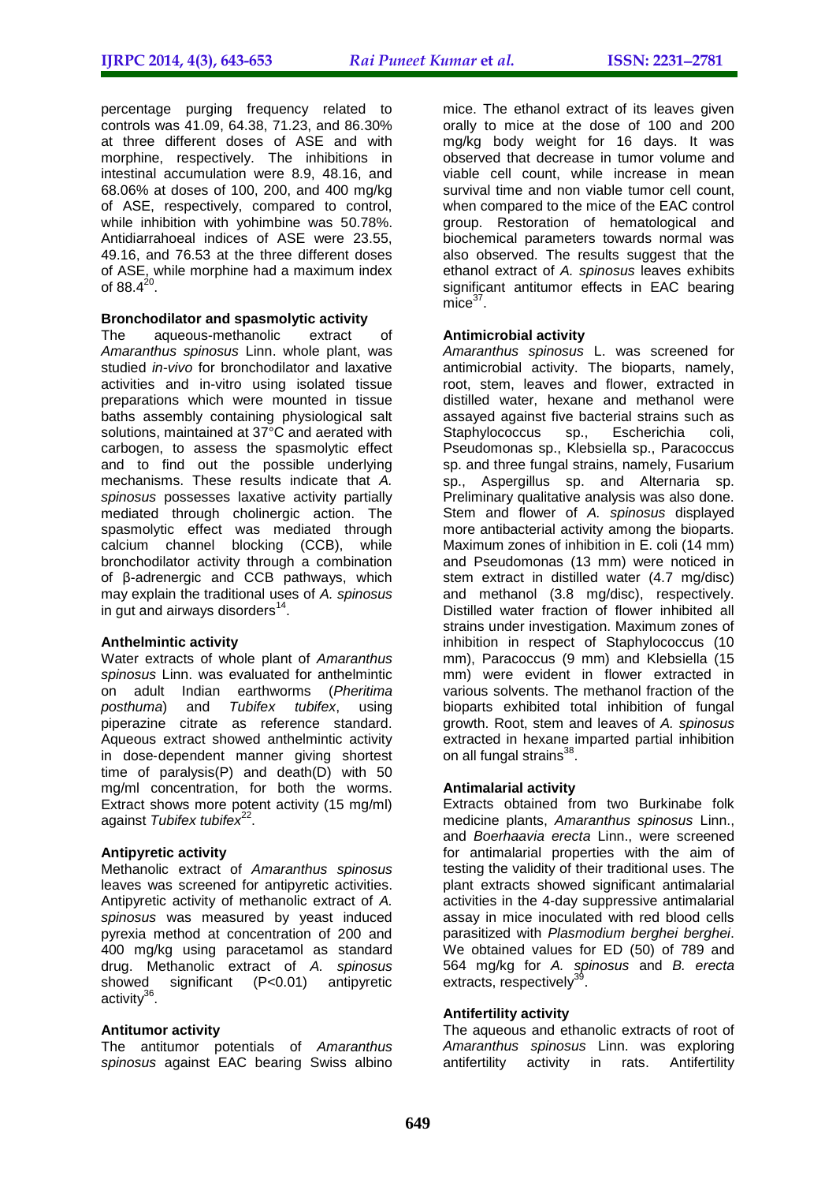percentage purging frequency related to controls was 41.09, 64.38, 71.23, and 86.30% at three different doses of ASE and with morphine, respectively. The inhibitions in intestinal accumulation were 8.9, 48.16, and 68.06% at doses of 100, 200, and 400 mg/kg of ASE, respectively, compared to control, while inhibition with yohimbine was 50.78%. Antidiarrahoeal indices of ASE were 23.55, 49.16, and 76.53 at the three different doses of ASE, while morphine had a maximum index of 88.4[20].

**Bronchodilator and spasmolytic activity**

The aqueous-methanolic extract of *Amaranthus spinosus* Linn. whole plant, was studied *in-vivo* for bronchodilator and laxative activities and in-vitro using isolated tissue preparations which were mounted in tissue baths assembly containing physiological salt solutions, maintained at 37°C and aerated with carbogen, to assess the spasmolytic effect and to find out the possible underlying mechanisms. These results indicate that *A. spinosus* possesses laxative activity partially mediated through cholinergic action. The spasmolytic effect was mediated through calcium channel blocking (CCB), while bronchodilator activity through a combination of β-adrenergic and CCB pathways, which may explain the traditional uses of *A. spinosus* in gut and airways disorders[14].

**Anthelmintic activity**

Water extracts of whole plant of *Amaranthus spinosus* Linn. was evaluated for anthelmintic on adult Indian earthworms (*Pheritima posthuma*) and *Tubifex tubifex*, using piperazine citrate as reference standard. Aqueous extract showed anthelmintic activity in dose-dependent manner giving shortest time of paralysis(P) and death(D) with 50 mg/ml concentration, for both the worms. Extract shows more potent activity (15 mg/ml) against *Tubifex tubifex*[22].

**Antipyretic activity**

Methanolic extract of *Amaranthus spinosus* leaves was screened for antipyretic activities. Antipyretic activity of methanolic extract of *A. spinosus* was measured by yeast induced pyrexia method at concentration of 200 and 400 mg/kg using paracetamol as standard drug. Methanolic extract of *A. spinosus* showed significant ($P<0.01$) antipyretic activity[36].

**Antitumor activity**

The antitumor potentials of *Amaranthus spinosus* against EAC bearing Swiss albino mice. The ethanol extract of its leaves given orally to mice at the dose of 100 and 200 mg/kg body weight for 16 days. It was observed that decrease in tumor volume and viable cell count, while increase in mean survival time and non viable tumor cell count, when compared to the mice of the EAC control group. Restoration of hematological and biochemical parameters towards normal was also observed. The results suggest that the ethanol extract of *A. spinosus* leaves exhibits significant antitumor effects in EAC bearing mice[37].

**Antimicrobial activity**

*Amaranthus spinosus* L. was screened for antimicrobial activity. The bioparts, namely, root, stem, leaves and flower, extracted in distilled water, hexane and methanol were assayed against five bacterial strains such as Staphylococcus sp., Escherichia coli, Pseudomonas sp., Klebsiella sp., Paracoccus sp. and three fungal strains, namely, Fusarium sp., Aspergillus sp. and Alternaria sp. Preliminary qualitative analysis was also done. Stem and flower of *A. spinosus* displayed more antibacterial activity among the bioparts. Maximum zones of inhibition in E. coli (14 mm) and Pseudomonas (13 mm) were noticed in stem extract in distilled water (4.7 mg/disc) and methanol (3.8 mg/disc), respectively. Distilled water fraction of flower inhibited all strains under investigation. Maximum zones of inhibition in respect of Staphylococcus (10 mm), Paracoccus (9 mm) and Klebsiella (15 mm) were evident in flower extracted in various solvents. The methanol fraction of the bioparts exhibited total inhibition of fungal growth. Root, stem and leaves of *A. spinosus* extracted in hexane imparted partial inhibition on all fungal strains[38].

**Antimalarial activity**

Extracts obtained from two Burkinabe folk medicine plants, *Amaranthus spinosus* Linn., and *Boerhaavia erecta* Linn., were screened for antimalarial properties with the aim of testing the validity of their traditional uses. The plant extracts showed significant antimalarial activities in the 4-day suppressive antimalarial assay in mice inoculated with red blood cells parasitized with *Plasmodium berghei berghei*. We obtained values for ED (50) of 789 and 564 mg/kg for *A. spinosus* and *B. erecta* extracts, respectively[39].

**Antifertility activity**

The aqueous and ethanolic extracts of root of *Amaranthus spinosus* Linn. was exploring antifertility activity in rats. Antifertility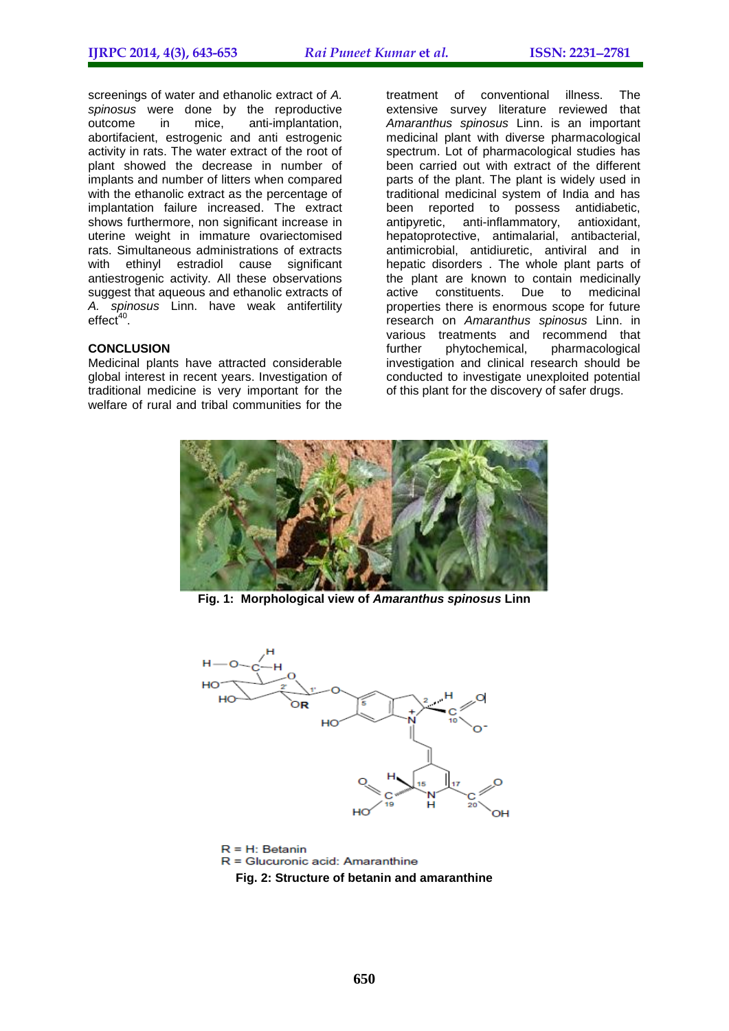screenings of water and ethanolic extract of *A. spinosus* were done by the reproductive outcome in mice, anti-implantation, abortifacient, estrogenic and anti estrogenic activity in rats. The water extract of the root of plant showed the decrease in number of implants and number of litters when compared with the ethanolic extract as the percentage of implantation failure increased. The extract shows furthermore, non significant increase in uterine weight in immature ovariectomised rats. Simultaneous administrations of extracts with ethinyl estradiol cause significant antiestrogenic activity. All these observations suggest that aqueous and ethanolic extracts of *A. spinosus* Linn. have weak antifertility effect[40].

## CONCLUSION

Medicinal plants have attracted considerable global interest in recent years. Investigation of traditional medicine is very important for the welfare of rural and tribal communities for the treatment of conventional illness. The extensive survey literature reviewed that *Amaranthus spinosus* Linn. is an important medicinal plant with diverse pharmacological spectrum. Lot of pharmacological studies has been carried out with extract of the different parts of the plant. The plant is widely used in traditional medicinal system of India and has been reported to possess antidiabetic, antipyretic, anti-inflammatory, antioxidant, hepatoprotective, antimalarial, antibacterial, antimicrobial, antidiuretic, antiviral and in hepatic disorders . The whole plant parts of the plant are known to contain medicinally active constituents. Due to medicinal properties there is enormous scope for future research on *Amaranthus spinosus* Linn. in various treatments and recommend that further phytochemical, pharmacological investigation and clinical research should be conducted to investigate unexploited potential of this plant for the discovery of safer drugs.

**Fig. 1: Morphological view of *Amaranthus spinosus* Linn**

R = H: Betanin
R = Glucuronic acid: Amaranthine

**Fig. 2: Structure of betanin and amaranthine**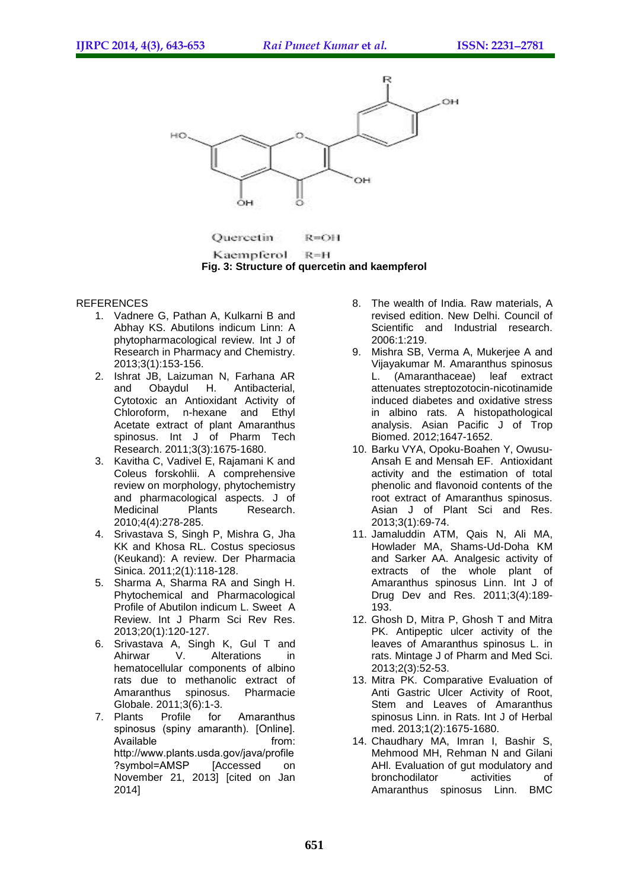Quercetin R=OH

Kaempferol R=H

**Fig. 3: Structure of quercetin and kaempferol**

REFERENCES

1. Vadnere G, Pathan A, Kulkarni B and Abhay KS. Abutilons indicum Linn: A phytopharmacological review. Int J of Research in Pharmacy and Chemistry. 2013;3(1):153-156.
2. Ishrat JB, Laizuman N, Farhana AR and Obaydul H. Antibacterial, Cytotoxic an Antioxidant Activity of Chloroform, n-hexane and Ethyl Acetate extract of plant Amaranthus spinosus. Int J of Pharm Tech Research. 2011;3(3):1675-1680.
3. Kavitha C, Vadivel E, Rajamani K and Coleus forskohlii. A comprehensive review on morphology, phytochemistry and pharmacological aspects. J of Medicinal Plants Research. 2010;4(4):278-285.
4. Srivastava S, Singh P, Mishra G, Jha KK and Khosa RL. Costus speciosus (Keukand): A review. Der Pharmacia Sinica. 2011;2(1):118-128.
5. Sharma A, Sharma RA and Singh H. Phytochemical and Pharmacological Profile of Abutilon indicum L. Sweet A Review. Int J Pharm Sci Rev Res. 2013;20(1):120-127.
6. Srivastava A, Singh K, Gul T and Ahirwar V. Alterations in hematocellular components of albino rats due to methanolic extract of Amaranthus spinosus. Pharmacie Globale. 2011;3(6):1-3.
7. Plants Profile for Amaranthus spinosus (spiny amaranth). [Online]. Available from: http://www.plants.usda.gov/java/profile?symbol=AMSP [Accessed on November 21, 2013] [cited on Jan 2014]
8. The wealth of India. Raw materials, A revised edition. New Delhi. Council of Scientific and Industrial research. 2006:1:219.
9. Mishra SB, Verma A, Mukerjee A and Vijayakumar M. Amaranthus spinosus L. (Amaranthaceae) leaf extract attenuates streptozotocin-nicotinamide induced diabetes and oxidative stress in albino rats. A histopathological analysis. Asian Pacific J of Trop Biomed. 2012;1647-1652.
10. Barku VYA, Opoku-Boahen Y, Owusu-Ansah E and Mensah EF. Antioxidant activity and the estimation of total phenolic and flavonoid contents of the root extract of Amaranthus spinosus. Asian J of Plant Sci and Res. 2013;3(1):69-74.
11. Jamaluddin ATM, Qais N, Ali MA, Howlader MA, Shams-Ud-Doha KM and Sarker AA. Analgesic activity of extracts of the whole plant of Amaranthus spinosus Linn. Int J of Drug Dev and Res. 2011;3(4):189-193.
12. Ghosh D, Mitra P, Ghosh T and Mitra PK. Antipeptic ulcer activity of the leaves of Amaranthus spinosus L. in rats. Mintage J of Pharm and Med Sci. 2013;2(3):52-53.
13. Mitra PK. Comparative Evaluation of Anti Gastric Ulcer Activity of Root, Stem and Leaves of Amaranthus spinosus Linn. in Rats. Int J of Herbal med. 2013;1(2):1675-1680.
14. Chaudhary MA, Imran I, Bashir S, Mehmood MH, Rehman N and Gilani AHl. Evaluation of gut modulatory and bronchodilator activities of Amaranthus spinosus Linn. BMC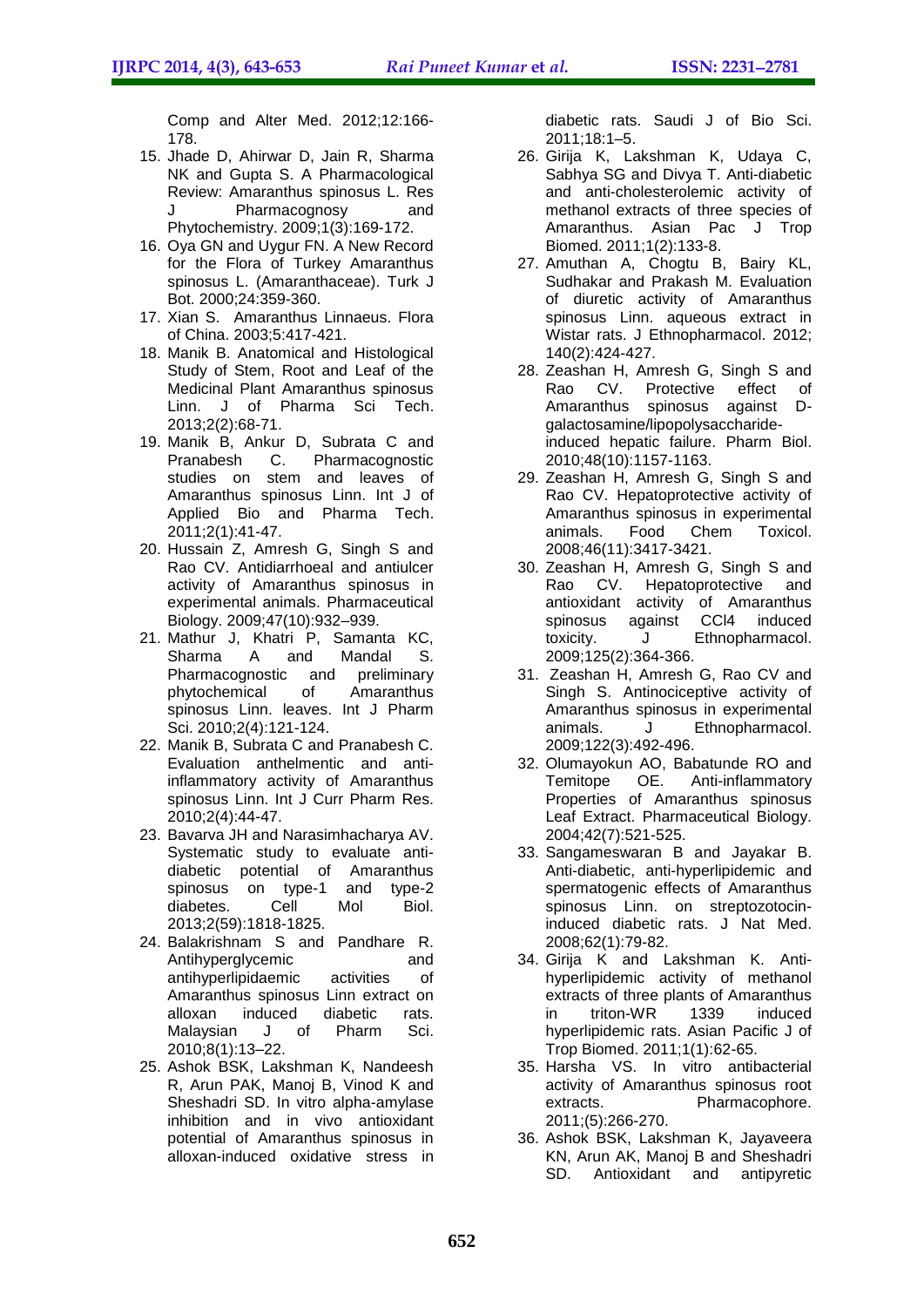Comp and Alter Med. 2012;12:166-178.

15. Jhade D, Ahirwar D, Jain R, Sharma NK and Gupta S. A Pharmacological Review: Amaranthus spinosus L. Res J Pharmacognosy and Phytochemistry. 2009;1(3):169-172.
16. Oya GN and Uygur FN. A New Record for the Flora of Turkey Amaranthus spinosus L. (Amaranthaceae). Turk J Bot. 2000;24:359-360.
17. Xian S. Amaranthus Linnaeus. Flora of China. 2003;5:417-421.
18. Manik B. Anatomical and Histological Study of Stem, Root and Leaf of the Medicinal Plant Amaranthus spinosus Linn. J of Pharma Sci Tech. 2013;2(2):68-71.
19. Manik B, Ankur D, Subrata C and Pranabesh C. Pharmacognostic studies on stem and leaves of Amaranthus spinosus Linn. Int J of Applied Bio and Pharma Tech. 2011;2(1):41-47.
20. Hussain Z, Amresh G, Singh S and Rao CV. Antidiarrhoeal and antiulcer activity of Amaranthus spinosus in experimental animals. Pharmaceutical Biology. 2009;47(10):932–939.
21. Mathur J, Khatri P, Samanta KC, Sharma A and Mandal S. Pharmacognostic and preliminary phytochemical of Amaranthus spinosus Linn. leaves. Int J Pharm Sci. 2010;2(4):121-124.
22. Manik B, Subrata C and Pranabesh C. Evaluation anthelmentic and anti-inflammatory activity of Amaranthus spinosus Linn. Int J Curr Pharm Res. 2010;2(4):44-47.
23. Bavarva JH and Narasimhacharya AV. Systematic study to evaluate anti-diabetic potential of Amaranthus spinosus on type-1 and type-2 diabetes. Cell Mol Biol. 2013;2(59):1818-1825.
24. Balakrishnam S and Pandhare R. Antihyperglycemic and antihyperlipidaemic activities of Amaranthus spinosus Linn extract on alloxan induced diabetic rats. Malaysian J of Pharm Sci. 2010;8(1):13–22.
25. Ashok BSK, Lakshman K, Nandeesh R, Arun PAK, Manoj B, Vinod K and Sheshadri SD. In vitro alpha-amylase inhibition and in vivo antioxidant potential of Amaranthus spinosus in alloxan-induced oxidative stress in diabetic rats. Saudi J of Bio Sci. 2011;18:1–5.
26. Girija K, Lakshman K, Udaya C, Sabhya SG and Divya T. Anti-diabetic and anti-cholesterolemic activity of methanol extracts of three species of Amaranthus. Asian Pac J Trop Biomed. 2011;1(2):133-8.
27. Amuthan A, Chogtu B, Bairy KL, Sudhakar and Prakash M. Evaluation of diuretic activity of Amaranthus spinosus Linn. aqueous extract in Wistar rats. J Ethnopharmacol. 2012; 140(2):424-427.
28. Zeashan H, Amresh G, Singh S and Rao CV. Protective effect of Amaranthus spinosus against D-galactosamine/lipopolysaccharide-induced hepatic failure. Pharm Biol. 2010;48(10):1157-1163.
29. Zeashan H, Amresh G, Singh S and Rao CV. Hepatoprotective activity of Amaranthus spinosus in experimental animals. Food Chem Toxicol. 2008;46(11):3417-3421.
30. Zeashan H, Amresh G, Singh S and Rao CV. Hepatoprotective and antioxidant activity of Amaranthus spinosus against CCl4 induced toxicity. J Ethnopharmacol. 2009;125(2):364-366.
31. Zeashan H, Amresh G, Rao CV and Singh S. Antinociceptive activity of Amaranthus spinosus in experimental animals. J Ethnopharmacol. 2009;122(3):492-496.
32. Olumayokun AO, Babatunde RO and Temitope OE. Anti-inflammatory Properties of Amaranthus spinosus Leaf Extract. Pharmaceutical Biology. 2004;42(7):521-525.
33. Sangameswaran B and Jayakar B. Anti-diabetic, anti-hyperlipidemic and spermatogenic effects of Amaranthus spinosus Linn. on streptozotocin-induced diabetic rats. J Nat Med. 2008;62(1):79-82.
34. Girija K and Lakshman K. Anti-hyperlipidemic activity of methanol extracts of three plants of Amaranthus in triton-WR 1339 induced hyperlipidemic rats. Asian Pacific J of Trop Biomed. 2011;1(1):62-65.
35. Harsha VS. In vitro antibacterial activity of Amaranthus spinosus root extracts. Pharmacophore. 2011;(5):266-270.
36. Ashok BSK, Lakshman K, Jayaveera KN, Arun AK, Manoj B and Sheshadri SD. Antioxidant and antipyretic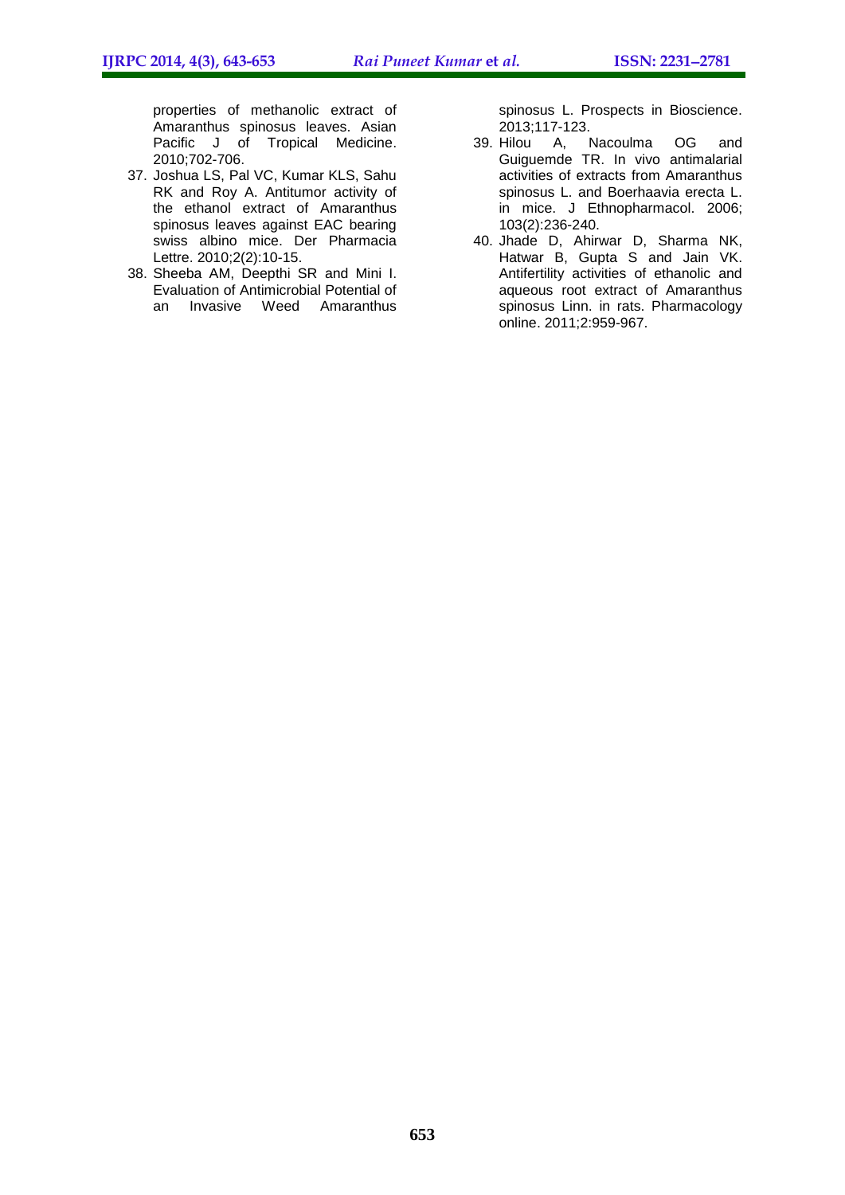properties of methanolic extract of Amaranthus spinosus leaves. Asian Pacific J of Tropical Medicine. 2010;702-706.

37. Joshua LS, Pal VC, Kumar KLS, Sahu RK and Roy A. Antitumor activity of the ethanol extract of Amaranthus spinosus leaves against EAC bearing swiss albino mice. Der Pharmacia Lettre. 2010;2(2):10-15.
38. Sheeba AM, Deepthi SR and Mini I. Evaluation of Antimicrobial Potential of an Invasive Weed Amaranthus spinosus L. Prospects in Bioscience. 2013;117-123.
39. Hilou A, Nacoulma OG and Guiguemde TR. In vivo antimalarial activities of extracts from Amaranthus spinosus L. and Boerhaavia erecta L. in mice. J Ethnopharmacol. 2006; 103(2):236-240.
40. Jhade D, Ahirwar D, Sharma NK, Hatwar B, Gupta S and Jain VK. Antifertility activities of ethanolic and aqueous root extract of Amaranthus spinosus Linn. in rats. Pharmacology online. 2011;2:959-967.